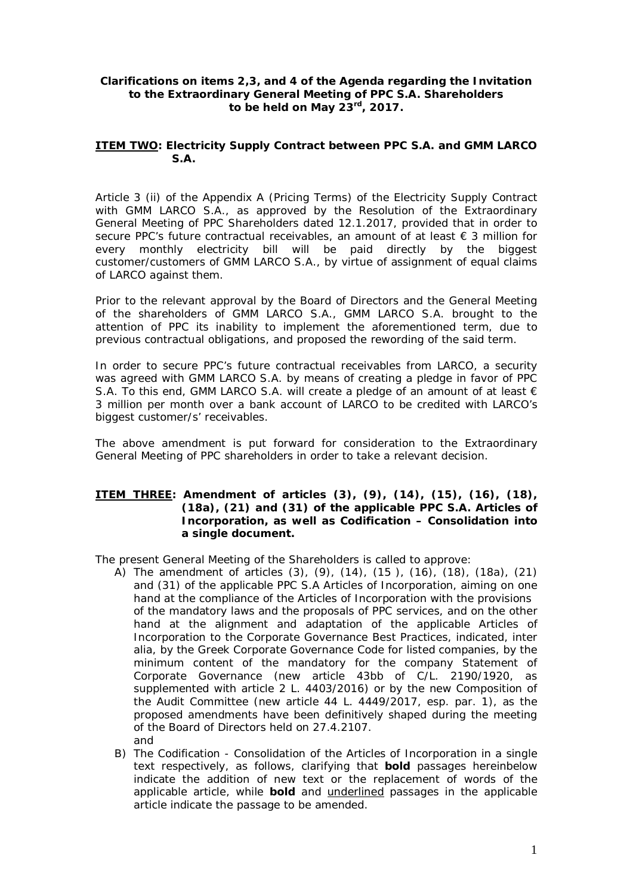**Clarifications on items 2,3, and 4 of the Agenda regarding the Invitation to the Extraordinary General Meeting of PPC S.A. Shareholders to be held on May 23rd, 2017.**

## <u>ITEM TWO</u>: Electricity Supply Contract between PPC S.A. and GMM LARCO S.A.

Article 3 (ii) of the Appendix A (Pricing Terms) of the Electricity Supply Contract with GMM LARCO S.A., as approved by the Resolution of the Extraordinary General Meeting of PPC Shareholders dated 12.1.2017, provided that in order to secure PPC's future contractual receivables, an amount of at least € 3 million for every monthly electricity bill will be paid directly by the biggest customer/customers of GMM LARCO S.A., by virtue of assignment of equal claims of LARCO against them.

Prior to the relevant approval by the Board of Directors and the General Meeting of the shareholders of GMM LARCO S.A., GMM LARCO S.A. brought to the attention of PPC its inability to implement the aforementioned term, due to previous contractual obligations, and proposed the rewording of the said term.

In order to secure PPC's future contractual receivables from LARCO, a security was agreed with GMM LARCO S.A. by means of creating a pledge in favor of PPC S.A. To this end, GMM LARCO S.A. will create a pledge of an amount of at least € 3 million per month over a bank account of LARCO to be credited with LARCO's biggest customer/s' receivables.

The above amendment is put forward for consideration to the Extraordinary General Meeting of PPC shareholders in order to take a relevant decision.

## <u>ITEM THREE</u>: Amendment of articles (3), (9), (14), (15), (16), (18), (18a), (21) and (31) of the applicable PPC S.A. Articles of Incorporation, as well as Codification – Consolidation into a single document.

The present General Meeting of the Shareholders is called to approve:

A) The amendment of articles (3), (9), (14), (15 ), (16), (18), (18a), (21) and (31) of the applicable PPC S.A Articles of Incorporation, aiming on one hand at the compliance of the Articles of Incorporation with the provisions of the mandatory laws and the proposals of PPC services, and on the other hand at the alignment and adaptation of the applicable Articles of Incorporation to the Corporate Governance Best Practices, indicated, inter alia, by the Greek Corporate Governance Code for listed companies, by the minimum content of the mandatory for the company Statement of Corporate Governance (new article 43bb of C/L. 2190/1920, as supplemented with article 2 L. 4403/2016) or by the new Composition of the Audit Committee (new article 44 L. 4449/2017, esp. par. 1), as the proposed amendments have been definitively shaped during the meeting of the Board of Directors held on 27.4.2107.
and

B) The Codification - Consolidation of the Articles of Incorporation in a single text respectively, as follows, clarifying that **bold** passages hereinbelow indicate the addition of new text or the replacement of words of the applicable article, while **bold** and <u>underlined</u> passages in the applicable article indicate the passage to be amended.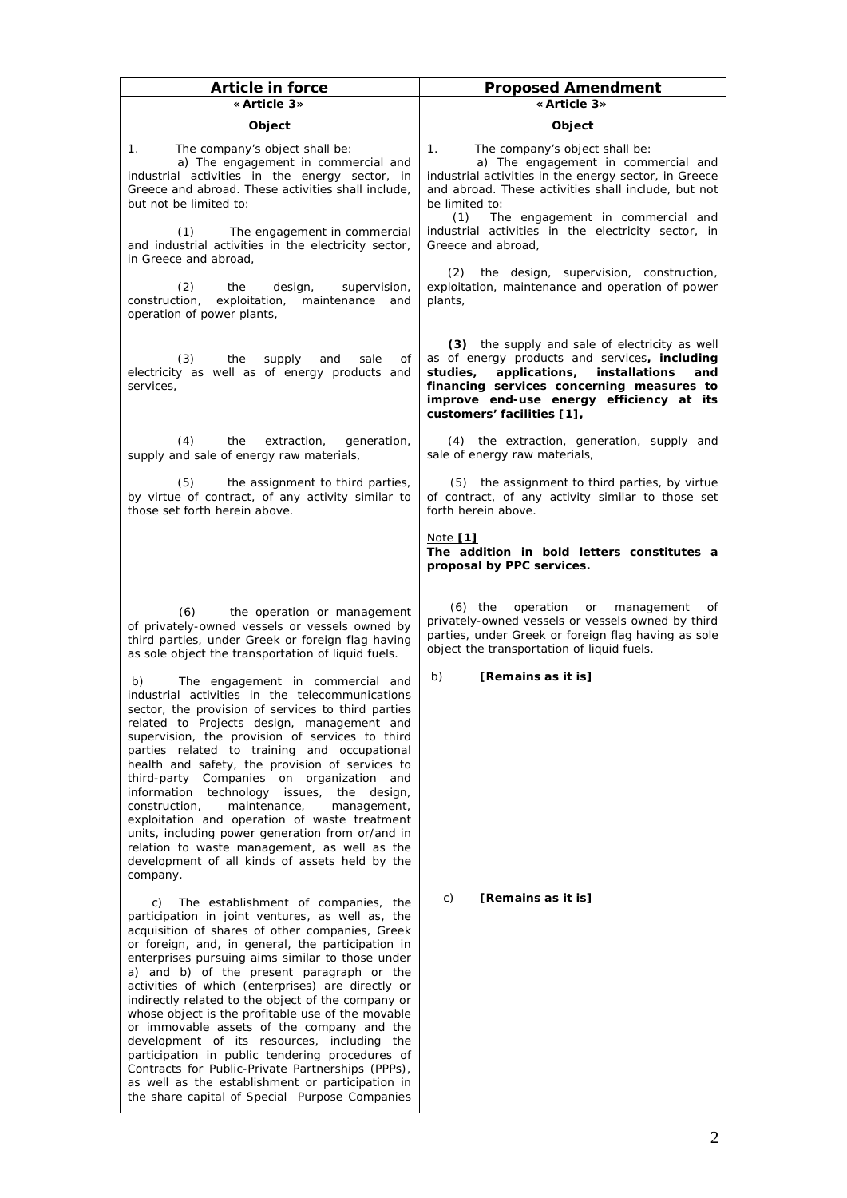| Article in force | Proposed Amendment |
| --- | --- |
| «Article 3» | «Article 3» |
| **Object** | **Object** |
| 1. The company's object shall be:<br>a) The engagement in commercial and industrial activities in the energy sector, in Greece and abroad. These activities shall include, but not be limited to: | 1. The company's object shall be:<br>a) The engagement in commercial and industrial activities in the energy sector, in Greece and abroad. These activities shall include, but not be limited to: |
| (1) The engagement in commercial and industrial activities in the electricity sector, in Greece and abroad, | (1) The engagement in commercial and industrial activities in the electricity sector, in Greece and abroad, |
| (2) the design, supervision, construction, exploitation, maintenance and operation of power plants, | (2) the design, supervision, construction, exploitation, maintenance and operation of power plants, |
| (3) the supply and sale of electricity as well as of energy products and services, | **(3)** the supply and sale of electricity as well as of energy products and services**, including studies, applications, installations and financing services concerning measures to improve end-use energy efficiency at its customers' facilities [1],** |
| (4) the extraction, generation, supply and sale of energy raw materials, | (4) the extraction, generation, supply and sale of energy raw materials, |
| (5) the assignment to third parties, by virtue of contract, of any activity similar to those set forth herein above. | (5) the assignment to third parties, by virtue of contract, of any activity similar to those set forth herein above.<br><br>Note **[1]**<br>**The addition in bold letters constitutes a proposal by PPC services.** |
| (6) the operation or management of privately-owned vessels or vessels owned by third parties, under Greek or foreign flag having as sole object the transportation of liquid fuels. | (6) the operation or management of privately-owned vessels or vessels owned by third parties, under Greek or foreign flag having as sole object the transportation of liquid fuels. |
| b) The engagement in commercial and industrial activities in the telecommunications sector, the provision of services to third parties related to Projects design, management and supervision, the provision of services to third parties related to training and occupational health and safety, the provision of services to third-party Companies on organization and information technology issues, the design, construction, maintenance, management, exploitation and operation of waste treatment units, including power generation from or/and in relation to waste management, as well as the development of all kinds of assets held by the company. | b) **[Remains as it is]** |
| c) The establishment of companies, the participation in joint ventures, as well as, the acquisition of shares of other companies, Greek or foreign, and, in general, the participation in enterprises pursuing aims similar to those under a) and b) of the present paragraph or the activities of which (enterprises) are directly or indirectly related to the object of the company or whose object is the profitable use of the movable or immovable assets of the company and the development of its resources, including the participation in public tendering procedures of Contracts for Public-Private Partnerships (PPPs), as well as the establishment or participation in the share capital of Special Purpose Companies | c) **[Remains as it is]** |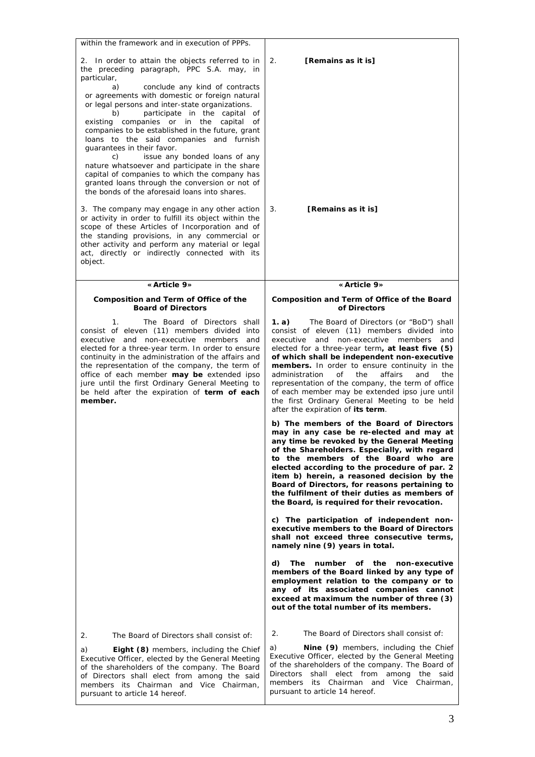| | |
|---|---|
| within the framework and in execution of PPPs. | |
| 2. In order to attain the objects referred to in the preceding paragraph, PPC S.A. may, in particular,<br>a) conclude any kind of contracts or agreements with domestic or foreign natural or legal persons and inter-state organizations.<br>b) participate in the capital of existing companies or in the capital of companies to be established in the future, grant loans to the said companies and furnish guarantees in their favor.<br>c) issue any bonded loans of any nature whatsoever and participate in the share capital of companies to which the company has granted loans through the conversion or not of the bonds of the aforesaid loans into shares. | 2. **[Remains as it is]** |
| 3. The company may engage in any other action or activity in order to fulfill its object within the scope of these Articles of Incorporation and of the standing provisions, in any commercial or other activity and perform any material or legal act, directly or indirectly connected with its object. | 3. **[Remains as it is]** |
| **«Article 9»**<br><br>**Composition and Term of Office of the Board of Directors** | **«Article 9»**<br><br>**Composition and Term of Office of the Board of Directors** |
| 1. The Board of Directors shall consist of eleven (11) members divided into executive and non-executive members and elected for a three-year term. In order to ensure continuity in the administration of the affairs and the representation of the company, the term of office of each member **may be** extended ipso jure until the first Ordinary General Meeting to be held after the expiration of **term of each member.** | **1. a)** The Board of Directors (or "BoD") shall consist of eleven (11) members divided into executive and non-executive members and elected for a three-year term**, at least five (5) of which shall be independent non-executive members.** In order to ensure continuity in the administration of the affairs and the representation of the company, the term of office of each member may be extended ipso jure until the first Ordinary General Meeting to be held after the expiration of **its term**.<br><br>**b) The members of the Board of Directors may in any case be re-elected and may at any time be revoked by the General Meeting of the Shareholders. Especially, with regard to the members of the Board who are elected according to the procedure of par. 2 item b) herein, a reasoned decision by the Board of Directors, for reasons pertaining to the fulfilment of their duties as members of the Board, is required for their revocation.**<br><br>**c) The participation of independent non-executive members to the Board of Directors shall not exceed three consecutive terms, namely nine (9) years in total.**<br><br>**d) The number of the non-executive members of the Board linked by any type of employment relation to the company or to any of its associated companies cannot exceed at maximum the number of three (3) out of the total number of its members.** |
| 2. The Board of Directors shall consist of:<br><br>a) **Eight (8)** members, including the Chief Executive Officer, elected by the General Meeting of the shareholders of the company. The Board of Directors shall elect from among the said members its Chairman and Vice Chairman, pursuant to article 14 hereof. | 2. The Board of Directors shall consist of:<br><br>a) **Nine (9)** members, including the Chief Executive Officer, elected by the General Meeting of the shareholders of the company. The Board of Directors shall elect from among the said members its Chairman and Vice Chairman, pursuant to article 14 hereof. |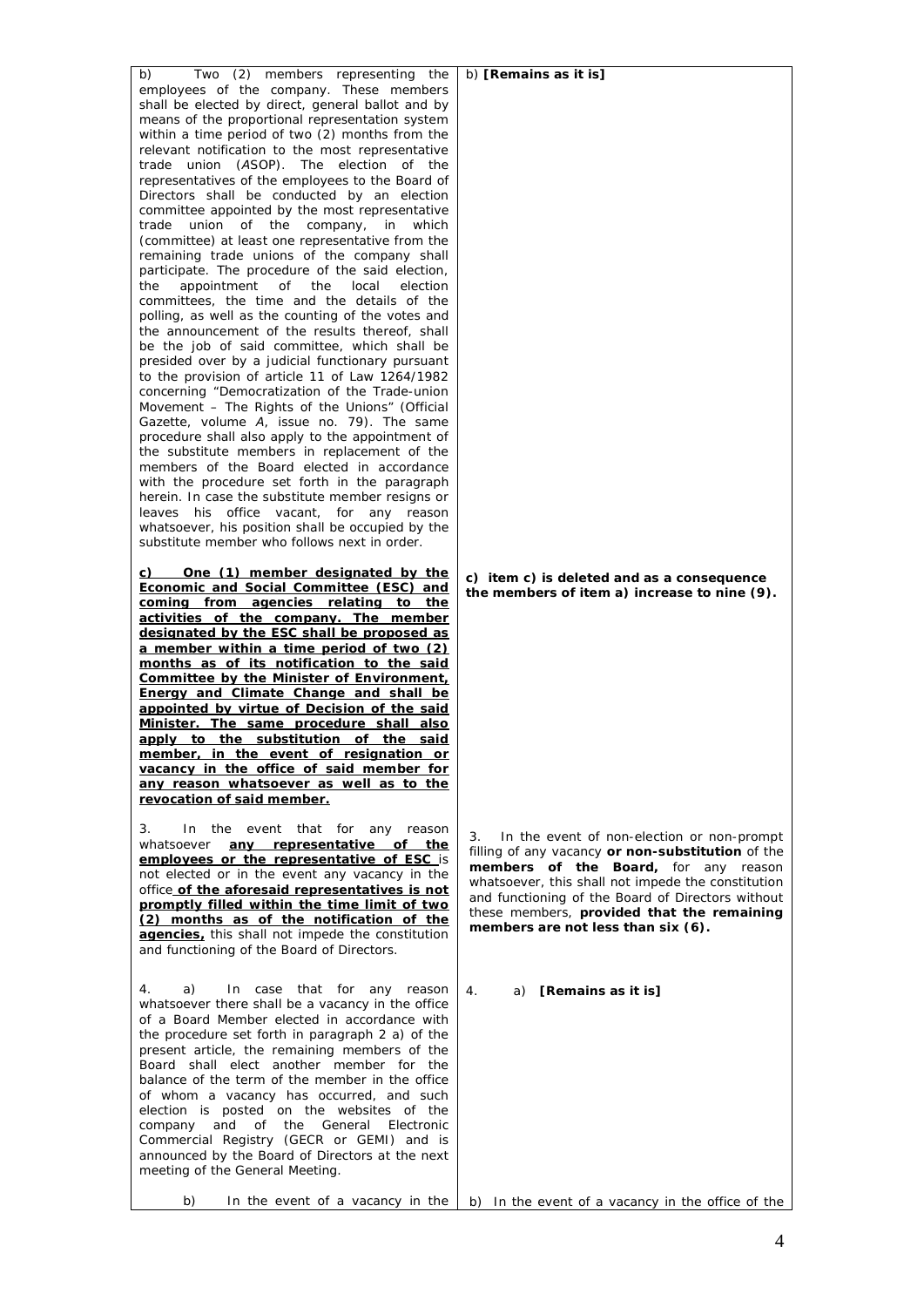| | |
|---|---|
| b) Two (2) members representing the employees of the company. These members shall be elected by direct, general ballot and by means of the proportional representation system within a time period of two (2) months from the relevant notification to the most representative trade union (*A*SOP). The election of the representatives of the employees to the Board of Directors shall be conducted by an election committee appointed by the most representative trade union of the company, in which (committee) at least one representative from the remaining trade unions of the company shall participate. The procedure of the said election, the appointment of the local election committees, the time and the details of the polling, as well as the counting of the votes and the announcement of the results thereof, shall be the job of said committee, which shall be presided over by a judicial functionary pursuant to the provision of article 11 of Law 1264/1982 concerning "Democratization of the Trade-union Movement – The Rights of the Unions" (Official Gazette, volume *A*, issue no. 79). The same procedure shall also apply to the appointment of the substitute members in replacement of the members of the Board elected in accordance with the procedure set forth in the paragraph herein. In case the substitute member resigns or leaves his office vacant, for any reason whatsoever, his position shall be occupied by the substitute member who follows next in order. | b) **[Remains as it is]** |
| **c) One (1) member designated by the Economic and Social Committee (ESC) and coming from agencies relating to the activities of the company. The member designated by the ESC shall be proposed as a member within a time period of two (2) months as of its notification to the said Committee by the Minister of Environment, Energy and Climate Change and shall be appointed by virtue of Decision of the said Minister. The same procedure shall also apply to the substitution of the said member, in the event of resignation or vacancy in the office of said member for any reason whatsoever as well as to the revocation of said member.** | **c) item c) is deleted and as a consequence the members of item a) increase to nine (9).** |
| 3. In the event that for any reason whatsoever **any representative of the employees or the representative of ESC** is not elected or in the event any vacancy in the office **of the aforesaid representatives is not promptly filled within the time limit of two (2) months as of the notification of the agencies,** this shall not impede the constitution and functioning of the Board of Directors. | 3. In the event of non-election or non-prompt filling of any vacancy **or non-substitution** of the **members of the Board,** for any reason whatsoever, this shall not impede the constitution and functioning of the Board of Directors without these members, **provided that the remaining members are not less than six (6).** |
| 4. a) In case that for any reason whatsoever there shall be a vacancy in the office of a Board Member elected in accordance with the procedure set forth in paragraph 2 a) of the present article, the remaining members of the Board shall elect another member for the balance of the term of the member in the office of whom a vacancy has occurred, and such election is posted on the websites of the company and of the General Electronic Commercial Registry (GECR or GEMI) and is announced by the Board of Directors at the next meeting of the General Meeting. | 4. a) **[Remains as it is]** |
| b) In the event of a vacancy in the | b) In the event of a vacancy in the office of the |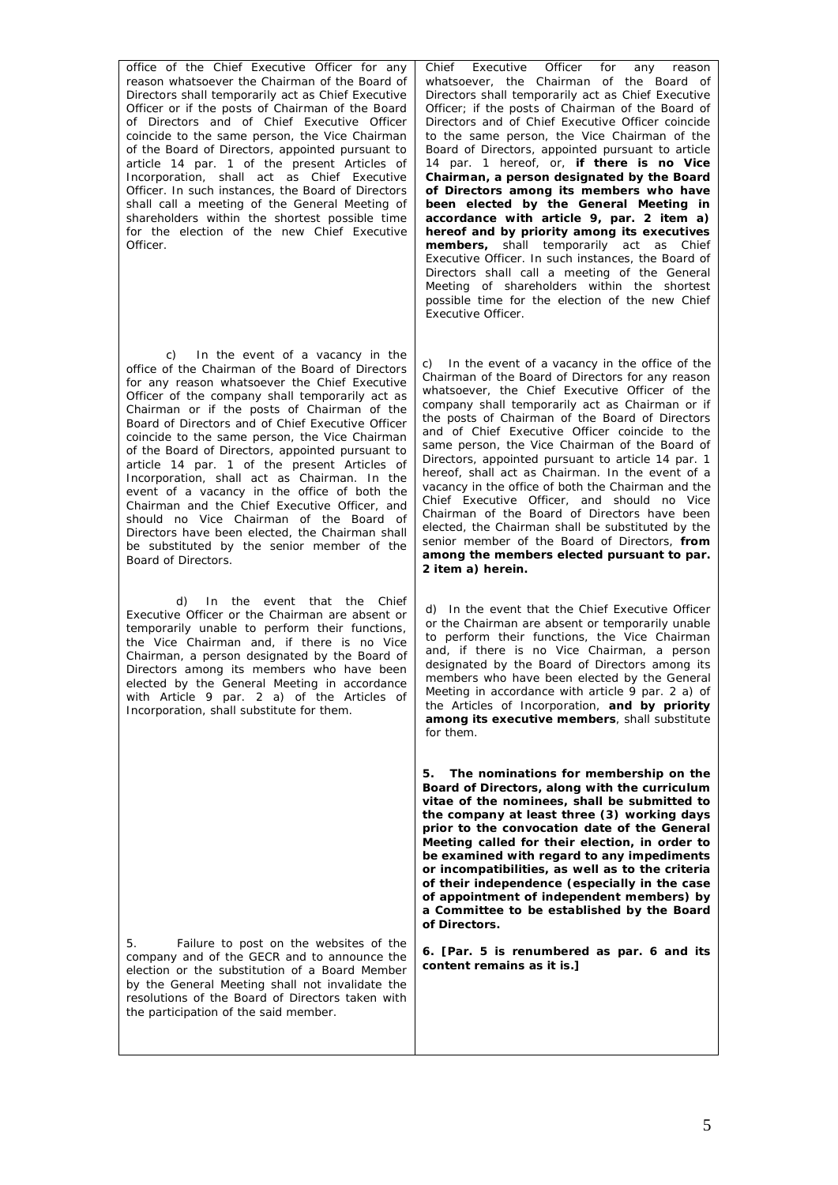| | |
|---|---|
| office of the Chief Executive Officer for any reason whatsoever the Chairman of the Board of Directors shall temporarily act as Chief Executive Officer or if the posts of Chairman of the Board of Directors and of Chief Executive Officer coincide to the same person, the Vice Chairman of the Board of Directors, appointed pursuant to article 14 par. 1 of the present Articles of Incorporation, shall act as Chief Executive Officer. In such instances, the Board of Directors shall call a meeting of the General Meeting of shareholders within the shortest possible time for the election of the new Chief Executive Officer. | Chief Executive Officer for any reason whatsoever, the Chairman of the Board of Directors shall temporarily act as Chief Executive Officer; if the posts of Chairman of the Board of Directors and of Chief Executive Officer coincide to the same person, the Vice Chairman of the Board of Directors, appointed pursuant to article 14 par. 1 hereof, or, **if there is no Vice Chairman, a person designated by the Board of Directors among its members who have been elected by the General Meeting in accordance with article 9, par. 2 item a) hereof and by priority among its executives members,** shall temporarily act as Chief Executive Officer. In such instances, the Board of Directors shall call a meeting of the General Meeting of shareholders within the shortest possible time for the election of the new Chief Executive Officer. |
| c) In the event of a vacancy in the office of the Chairman of the Board of Directors for any reason whatsoever the Chief Executive Officer of the company shall temporarily act as Chairman or if the posts of Chairman of the Board of Directors and of Chief Executive Officer coincide to the same person, the Vice Chairman of the Board of Directors, appointed pursuant to article 14 par. 1 of the present Articles of Incorporation, shall act as Chairman. In the event of a vacancy in the office of both the Chairman and the Chief Executive Officer, and should no Vice Chairman of the Board of Directors have been elected, the Chairman shall be substituted by the senior member of the Board of Directors. | c) In the event of a vacancy in the office of the Chairman of the Board of Directors for any reason whatsoever, the Chief Executive Officer of the company shall temporarily act as Chairman or if the posts of Chairman of the Board of Directors and of Chief Executive Officer coincide to the same person, the Vice Chairman of the Board of Directors, appointed pursuant to article 14 par. 1 hereof, shall act as Chairman. In the event of a vacancy in the office of both the Chairman and the Chief Executive Officer, and should no Vice Chairman of the Board of Directors have been elected, the Chairman shall be substituted by the senior member of the Board of Directors, **from among the members elected pursuant to par. 2 item a) herein.** |
| d) In the event that the Chief Executive Officer or the Chairman are absent or temporarily unable to perform their functions, the Vice Chairman and, if there is no Vice Chairman, a person designated by the Board of Directors among its members who have been elected by the General Meeting in accordance with Article 9 par. 2 a) of the Articles of Incorporation, shall substitute for them. | d) In the event that the Chief Executive Officer or the Chairman are absent or temporarily unable to perform their functions, the Vice Chairman and, if there is no Vice Chairman, a person designated by the Board of Directors among its members who have been elected by the General Meeting in accordance with article 9 par. 2 a) of the Articles of Incorporation, **and by priority among its executive members**, shall substitute for them. |
| | **5. The nominations for membership on the Board of Directors, along with the curriculum vitae of the nominees, shall be submitted to the company at least three (3) working days prior to the convocation date of the General Meeting called for their election, in order to be examined with regard to any impediments or incompatibilities, as well as to the criteria of their independence (especially in the case of appointment of independent members) by a Committee to be established by the Board of Directors.** |
| 5. Failure to post on the websites of the company and of the GECR and to announce the election or the substitution of a Board Member by the General Meeting shall not invalidate the resolutions of the Board of Directors taken with the participation of the said member. | **6. [Par. 5 is renumbered as par. 6 and its content remains as it is.]** |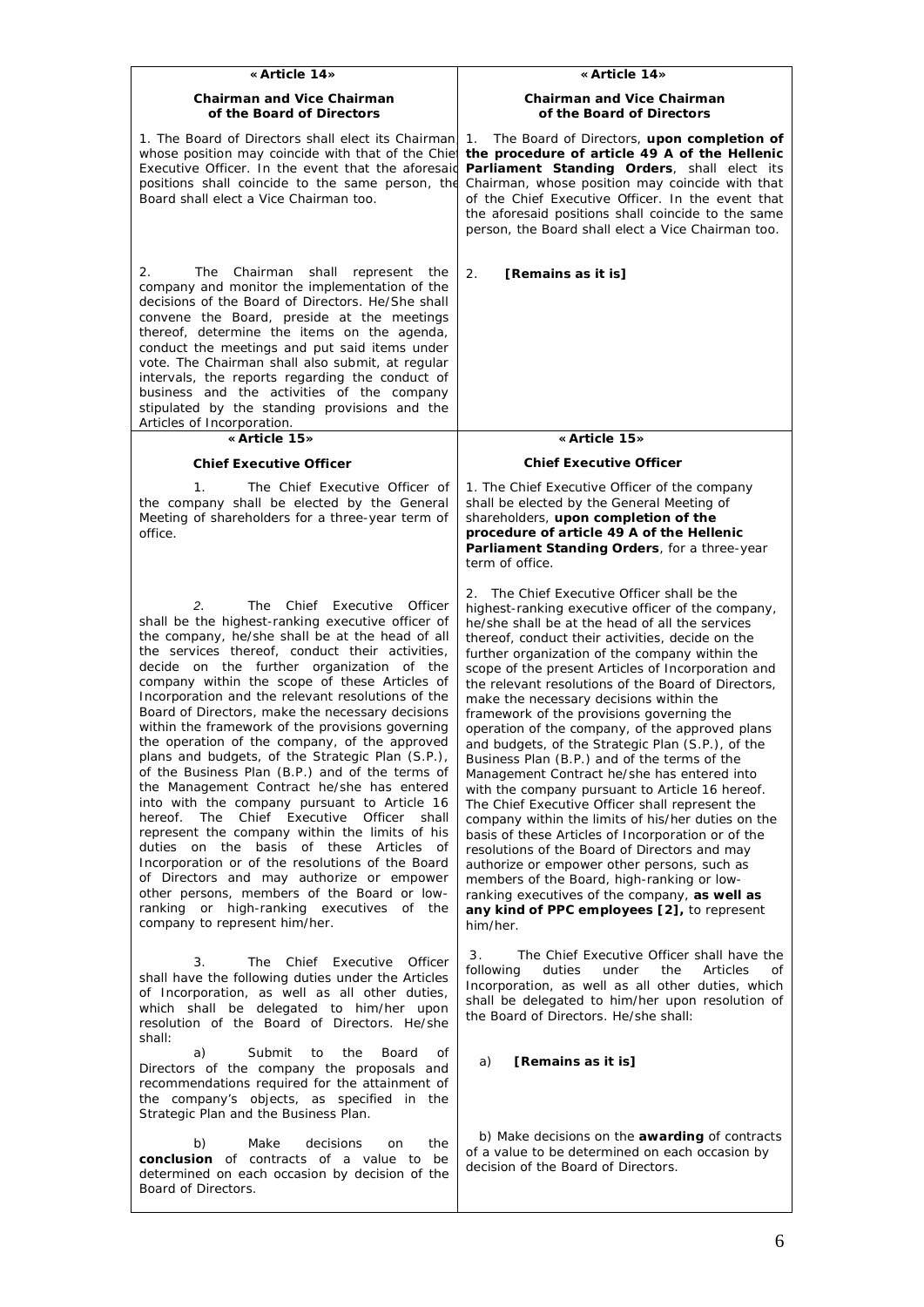| «Article 14» | «Article 14» |
| --- | --- |
| **Chairman and Vice Chairman of the Board of Directors** | **Chairman and Vice Chairman of the Board of Directors** |
| 1. The Board of Directors shall elect its Chairman whose position may coincide with that of the Chief Executive Officer. In the event that the aforesaid positions shall coincide to the same person, the Board shall elect a Vice Chairman too. | 1. The Board of Directors, **upon completion of the procedure of article 49 A of the Hellenic Parliament Standing Orders**, shall elect its Chairman, whose position may coincide with that of the Chief Executive Officer. In the event that the aforesaid positions shall coincide to the same person, the Board shall elect a Vice Chairman too. |
| 2. The Chairman shall represent the company and monitor the implementation of the decisions of the Board of Directors. He/She shall convene the Board, preside at the meetings thereof, determine the items on the agenda, conduct the meetings and put said items under vote. The Chairman shall also submit, at regular intervals, the reports regarding the conduct of business and the activities of the company stipulated by the standing provisions and the Articles of Incorporation. | 2. **[Remains as it is]** |
| **«Article 15»** | **«Article 15»** |
| **Chief Executive Officer** | **Chief Executive Officer** |
| 1. The Chief Executive Officer of the company shall be elected by the General Meeting of shareholders for a three-year term of office. | 1. The Chief Executive Officer of the company shall be elected by the General Meeting of shareholders, **upon completion of the procedure of article 49 A of the Hellenic Parliament Standing Orders**, for a three-year term of office. |
| *2.* The Chief Executive Officer shall be the highest-ranking executive officer of the company, he/she shall be at the head of all the services thereof, conduct their activities, decide on the further organization of the company within the scope of these Articles of Incorporation and the relevant resolutions of the Board of Directors, make the necessary decisions within the framework of the provisions governing the operation of the company, of the approved plans and budgets, of the Strategic Plan (S.P.), of the Business Plan (B.P.) and of the terms of the Management Contract he/she has entered into with the company pursuant to Article 16 hereof. The Chief Executive Officer shall represent the company within the limits of his duties on the basis of these Articles of Incorporation or of the resolutions of the Board of Directors and may authorize or empower other persons, members of the Board or low-ranking or high-ranking executives of the company to represent him/her. | 2. The Chief Executive Officer shall be the highest-ranking executive officer of the company, he/she shall be at the head of all the services thereof, conduct their activities, decide on the further organization of the company within the scope of the present Articles of Incorporation and the relevant resolutions of the Board of Directors, make the necessary decisions within the framework of the provisions governing the operation of the company, of the approved plans and budgets, of the Strategic Plan (S.P.), of the Business Plan (B.P.) and of the terms of the Management Contract he/she has entered into with the company pursuant to Article 16 hereof. The Chief Executive Officer shall represent the company within the limits of his/her duties on the basis of these Articles of Incorporation or of the resolutions of the Board of Directors and may authorize or empower other persons, such as members of the Board, high-ranking or low-ranking executives of the company, **as well as any kind of PPC employees [2],** to represent him/her. |
| 3. The Chief Executive Officer shall have the following duties under the Articles of Incorporation, as well as all other duties, which shall be delegated to him/her upon resolution of the Board of Directors. He/she shall: | 3. The Chief Executive Officer shall have the following duties under the Articles of Incorporation, as well as all other duties, which shall be delegated to him/her upon resolution of the Board of Directors. He/she shall: |
| a) Submit to the Board of Directors of the company the proposals and recommendations required for the attainment of the company's objects, as specified in the Strategic Plan and the Business Plan. | a) **[Remains as it is]** |
| b) Make decisions on the **conclusion** of contracts of a value to be determined on each occasion by decision of the Board of Directors. | b) Make decisions on the **awarding** of contracts of a value to be determined on each occasion by decision of the Board of Directors. |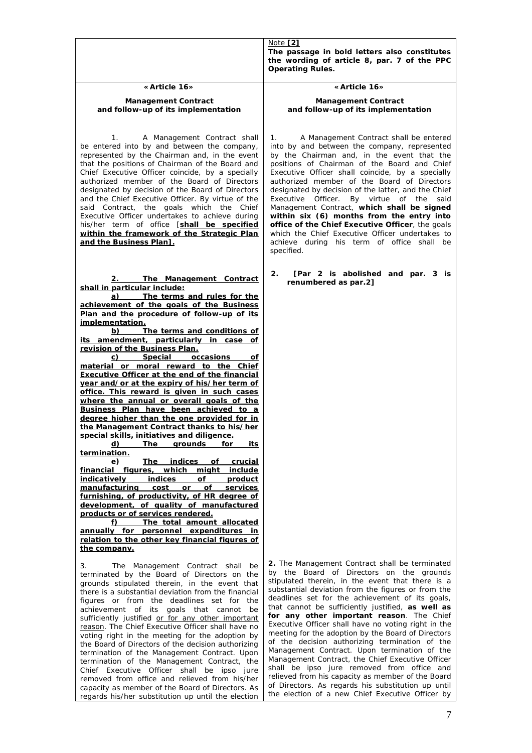| | Note **[2]**<br>**The passage in bold letters also constitutes the wording of article 8, par. 7 of the PPC Operating Rules.** |
|---|---|
| **«Article 16»**<br><br>**Management Contract and follow-up of its implementation**<br><br>1. A Management Contract shall be entered into by and between the company, represented by the Chairman and, in the event that the positions of Chairman of the Board and Chief Executive Officer coincide, by a specially authorized member of the Board of Directors designated by decision of the Board of Directors and the Chief Executive Officer. By virtue of the said Contract, the goals which the Chief Executive Officer undertakes to achieve during his/her term of office [**<u>shall be specified within the framework of the Strategic Plan and the Business Plan</u>**]. | **«Article 16»**<br><br>**Management Contract and follow-up of its implementation**<br><br>1. A Management Contract shall be entered into by and between the company, represented by the Chairman and, in the event that the positions of Chairman of the Board and Chief Executive Officer shall coincide, by a specially authorized member of the Board of Directors designated by decision of the latter, and the Chief Executive Officer. By virtue of the said Management Contract, **which shall be signed within six (6) months from the entry into office of the Chief Executive Officer**, the goals which the Chief Executive Officer undertakes to achieve during his term of office shall be specified. |
| **<u>2. The Management Contract shall in particular include:</u>**<br>**<u>a) The terms and rules for the achievement of the goals of the Business Plan and the procedure of follow-up of its implementation.</u>**<br>**<u>b) The terms and conditions of its amendment, particularly in case of revision of the Business Plan.</u>**<br>**<u>c) Special occasions of material or moral reward to the Chief Executive Officer at the end of the financial year and/or at the expiry of his/her term of office. This reward is given in such cases where the annual or overall goals of the Business Plan have been achieved to a degree higher than the one provided for in the Management Contract thanks to his/her special skills, initiatives and diligence.</u>**<br>**<u>d) The grounds for its termination.</u>**<br>**<u>e) The indices of crucial financial figures, which might include indicatively indices of product manufacturing cost or of services furnishing, of productivity, of HR degree of development, of quality of manufactured products or of services rendered.</u>**<br>**<u>f) The total amount allocated annually for personnel expenditures in relation to the other key financial figures of the company.</u>** | **2. [Par 2 is abolished and par. 3 is renumbered as par.2]** |
| 3. The Management Contract shall be terminated by the Board of Directors on the grounds stipulated therein, in the event that there is a substantial deviation from the financial figures or from the deadlines set for the achievement of its goals that cannot be sufficiently justified <u>or for any other important reason</u>. The Chief Executive Officer shall have no voting right in the meeting for the adoption by the Board of Directors of the decision authorizing termination of the Management Contract. Upon termination of the Management Contract, the Chief Executive Officer shall be ipso jure removed from office and relieved from his/her capacity as member of the Board of Directors. As regards his/her substitution up until the election | **2.** The Management Contract shall be terminated by the Board of Directors on the grounds stipulated therein, in the event that there is a substantial deviation from the figures or from the deadlines set for the achievement of its goals, that cannot be sufficiently justified, **as well as for any other important reason**. The Chief Executive Officer shall have no voting right in the meeting for the adoption by the Board of Directors of the decision authorizing termination of the Management Contract. Upon termination of the Management Contract, the Chief Executive Officer shall be ipso jure removed from office and relieved from his capacity as member of the Board of Directors. As regards his substitution up until the election of a new Chief Executive Officer by |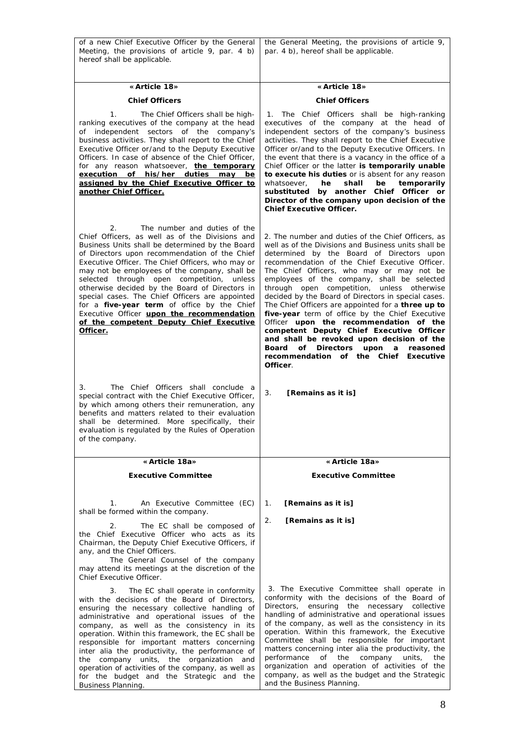| | |
|---|---|
| of a new Chief Executive Officer by the General Meeting, the provisions of article 9, par. 4 b) hereof shall be applicable. | the General Meeting, the provisions of article 9, par. 4 b), hereof shall be applicable. |
| **«Article 18»**<br><br>**Chief Officers** | **«Article 18»**<br><br>**Chief Officers** |
| 1. The Chief Officers shall be high-ranking executives of the company at the head of independent sectors of the company's business activities. They shall report to the Chief Executive Officer or/and to the Deputy Executive Officers. In case of absence of the Chief Officer, for any reason whatsoever, **the temporary execution of his/her duties may be assigned by the Chief Executive Officer to another Chief Officer.** | 1. The Chief Officers shall be high-ranking executives of the company at the head of independent sectors of the company's business activities. They shall report to the Chief Executive Officer or/and to the Deputy Executive Officers. In the event that there is a vacancy in the office of a Chief Officer or the latter **is temporarily unable to execute his duties** or is absent for any reason whatsoever, **he shall be temporarily substituted by another Chief Officer or Director of the company upon decision of the Chief Executive Officer.** |
| 2. The number and duties of the Chief Officers, as well as of the Divisions and Business Units shall be determined by the Board of Directors upon recommendation of the Chief Executive Officer. The Chief Officers, who may or may not be employees of the company, shall be selected through open competition, unless otherwise decided by the Board of Directors in special cases. The Chief Officers are appointed for a **five-year term** of office by the Chief Executive Officer **upon the recommendation of the competent Deputy Chief Executive Officer.** | 2. The number and duties of the Chief Officers, as well as of the Divisions and Business units shall be determined by the Board of Directors upon recommendation of the Chief Executive Officer. The Chief Officers, who may or may not be employees of the company, shall be selected through open competition, unless otherwise decided by the Board of Directors in special cases. The Chief Officers are appointed for a **three up to five-year** term of office by the Chief Executive Officer **upon the recommendation of the competent Deputy Chief Executive Officer and shall be revoked upon decision of the Board of Directors upon a reasoned recommendation of the Chief Executive Officer**. |
| 3. The Chief Officers shall conclude a special contract with the Chief Executive Officer, by which among others their remuneration, any benefits and matters related to their evaluation shall be determined. More specifically, their evaluation is regulated by the Rules of Operation of the company. | 3. **[Remains as it is]** |
| **«Article 18a»**<br><br>**Executive Committee** | **«Article 18a»**<br><br>**Executive Committee** |
| 1. An Executive Committee (EC) shall be formed within the company.<br><br>2. The EC shall be composed of the Chief Executive Officer who acts as its Chairman, the Deputy Chief Executive Officers, if any, and the Chief Officers.<br>The General Counsel of the company may attend its meetings at the discretion of the Chief Executive Officer. | 1. **[Remains as it is]**<br><br>2. **[Remains as it is]** |
| 3. The EC shall operate in conformity with the decisions of the Board of Directors, ensuring the necessary collective handling of administrative and operational issues of the company, as well as the consistency in its operation. Within this framework, the EC shall be responsible for important matters concerning inter alia the productivity, the performance of the company units, the organization and operation of activities of the company, as well as for the budget and the Strategic and the Business Planning. | 3. The Executive Committee shall operate in conformity with the decisions of the Board of Directors, ensuring the necessary collective handling of administrative and operational issues of the company, as well as the consistency in its operation. Within this framework, the Executive Committee shall be responsible for important matters concerning inter alia the productivity, the performance of the company units, the organization and operation of activities of the company, as well as the budget and the Strategic and the Business Planning. |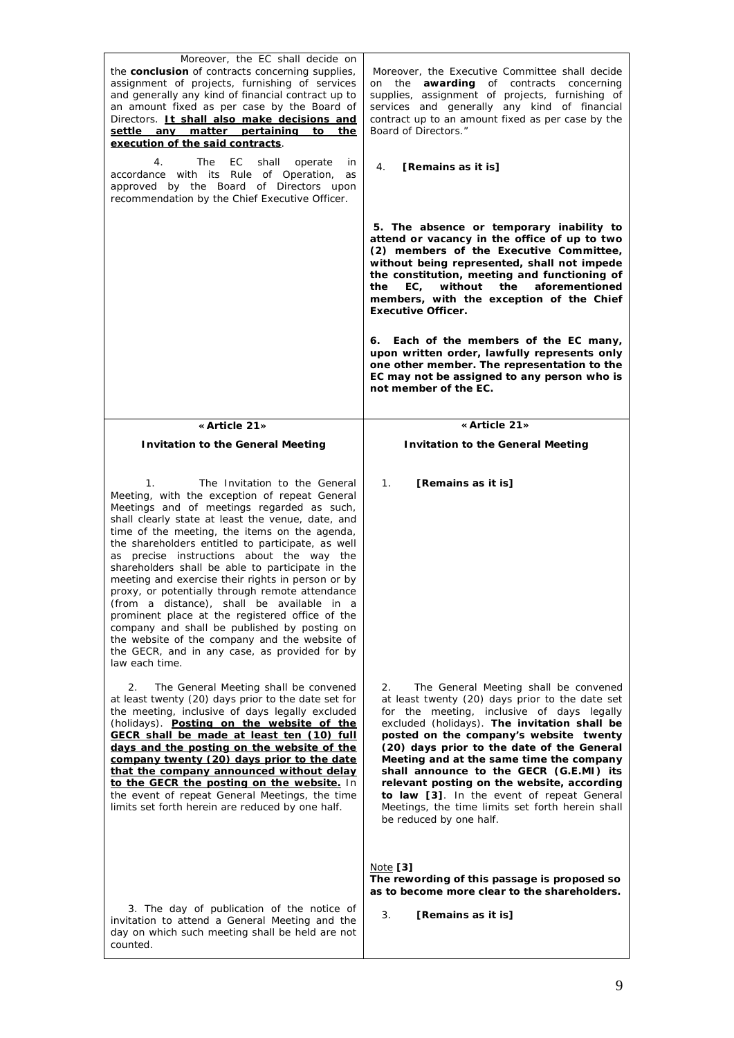| | |
|---|---|
| Moreover, the EC shall decide on the **conclusion** of contracts concerning supplies, assignment of projects, furnishing of services and generally any kind of financial contract up to an amount fixed as per case by the Board of Directors. **<u>It shall also make decisions and settle any matter pertaining to the execution of the said contracts</u>**. | Moreover, the Executive Committee shall decide on the **awarding** of contracts concerning supplies, assignment of projects, furnishing of services and generally any kind of financial contract up to an amount fixed as per case by the Board of Directors." |
| 4. The EC shall operate in accordance with its Rule of Operation, as approved by the Board of Directors upon recommendation by the Chief Executive Officer. | 4. **[Remains as it is]** |
| | **5. The absence or temporary inability to attend or vacancy in the office of up to two (2) members of the Executive Committee, without being represented, shall not impede the constitution, meeting and functioning of the EC, without the aforementioned members, with the exception of the Chief Executive Officer.**<br><br>**6. Each of the members of the EC many, upon written order, lawfully represents only one other member. The representation to the EC may not be assigned to any person who is not member of the EC.** |
| **«Article 21»**<br><br>**Invitation to the General Meeting** | **«Article 21»**<br><br>**Invitation to the General Meeting** |
| 1. The Invitation to the General Meeting, with the exception of repeat General Meetings and of meetings regarded as such, shall clearly state at least the venue, date, and time of the meeting, the items on the agenda, the shareholders entitled to participate, as well as precise instructions about the way the shareholders shall be able to participate in the meeting and exercise their rights in person or by proxy, or potentially through remote attendance (from a distance), shall be available in a prominent place at the registered office of the company and shall be published by posting on the website of the company and the website of the GECR, and in any case, as provided for by law each time. | 1. **[Remains as it is]** |
| 2. The General Meeting shall be convened at least twenty (20) days prior to the date set for the meeting, inclusive of days legally excluded (holidays). **<u>Posting on the website of the GECR shall be made at least ten (10) full days and the posting on the website of the company twenty (20) days prior to the date that the company announced without delay to the GECR the posting on the website.</u>** In the event of repeat General Meetings, the time limits set forth herein are reduced by one half. | 2. The General Meeting shall be convened at least twenty (20) days prior to the date set for the meeting, inclusive of days legally excluded (holidays). **The invitation shall be posted on the company's website twenty (20) days prior to the date of the General Meeting and at the same time the company shall announce to the GECR (G.E.MI) its relevant posting on the website, according to law [3]**. In the event of repeat General Meetings, the time limits set forth herein shall be reduced by one half.<br><br><u>Note</u> **[3]**<br>**The rewording of this passage is proposed so as to become more clear to the shareholders.** |
| 3. The day of publication of the notice of invitation to attend a General Meeting and the day on which such meeting shall be held are not counted. | 3. **[Remains as it is]** |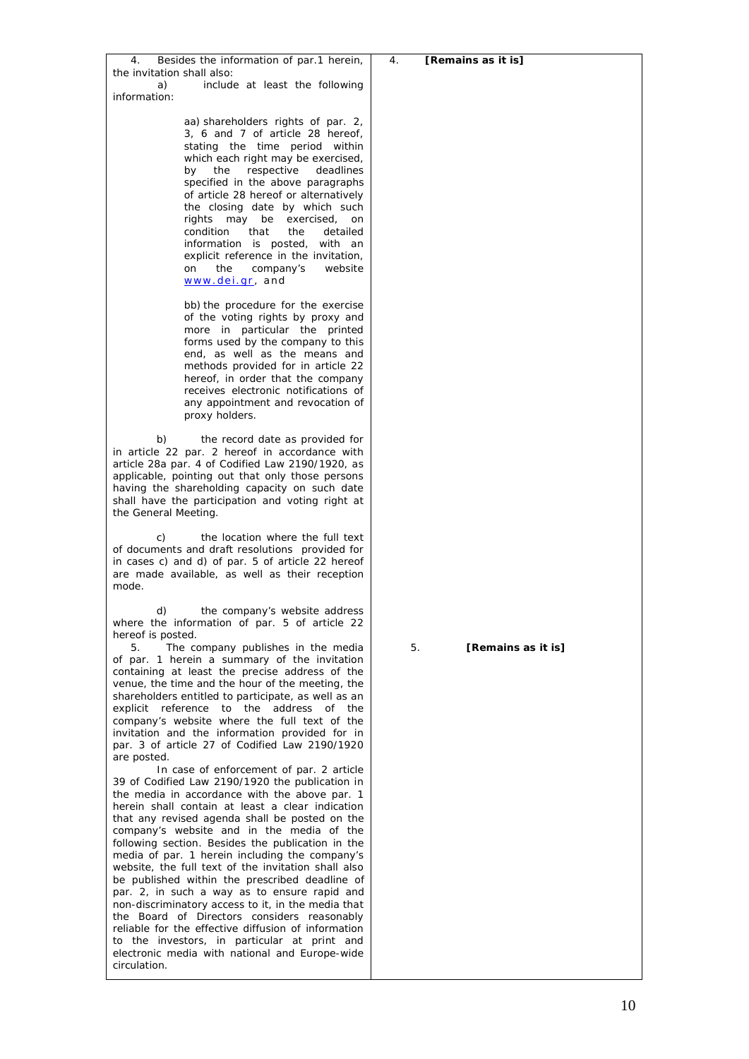| | |
|---|---|
| 4. Besides the information of par.1 herein, the invitation shall also:<br>a) include at least the following information:<br><br>aa) shareholders rights of par. 2, 3, 6 and 7 of article 28 hereof, stating the time period within which each right may be exercised, by the respective deadlines specified in the above paragraphs of article 28 hereof or alternatively the closing date by which such rights may be exercised, on condition that the detailed information is posted, with an explicit reference in the invitation, on the company's website www.dei.gr, and<br><br>bb) the procedure for the exercise of the voting rights by proxy and more in particular the printed forms used by the company to this end, as well as the means and methods provided for in article 22 hereof, in order that the company receives electronic notifications of any appointment and revocation of proxy holders.<br><br>b) the record date as provided for in article 22 par. 2 hereof in accordance with article 28a par. 4 of Codified Law 2190/1920, as applicable, pointing out that only those persons having the shareholding capacity on such date shall have the participation and voting right at the General Meeting.<br><br>c) the location where the full text of documents and draft resolutions provided for in cases c) and d) of par. 5 of article 22 hereof are made available, as well as their reception mode.<br><br>d) the company's website address where the information of par. 5 of article 22 hereof is posted. | 4. **[Remains as it is]** |
| 5. The company publishes in the media of par. 1 herein a summary of the invitation containing at least the precise address of the venue, the time and the hour of the meeting, the shareholders entitled to participate, as well as an explicit reference to the address of the company's website where the full text of the invitation and the information provided for in par. 3 of article 27 of Codified Law 2190/1920 are posted.<br>In case of enforcement of par. 2 article 39 of Codified Law 2190/1920 the publication in the media in accordance with the above par. 1 herein shall contain at least a clear indication that any revised agenda shall be posted on the company's website and in the media of the following section. Besides the publication in the media of par. 1 herein including the company's website, the full text of the invitation shall also be published within the prescribed deadline of par. 2, in such a way as to ensure rapid and non-discriminatory access to it, in the media that the Board of Directors considers reasonably reliable for the effective diffusion of information to the investors, in particular at print and electronic media with national and Europe-wide circulation. | 5. **[Remains as it is]** |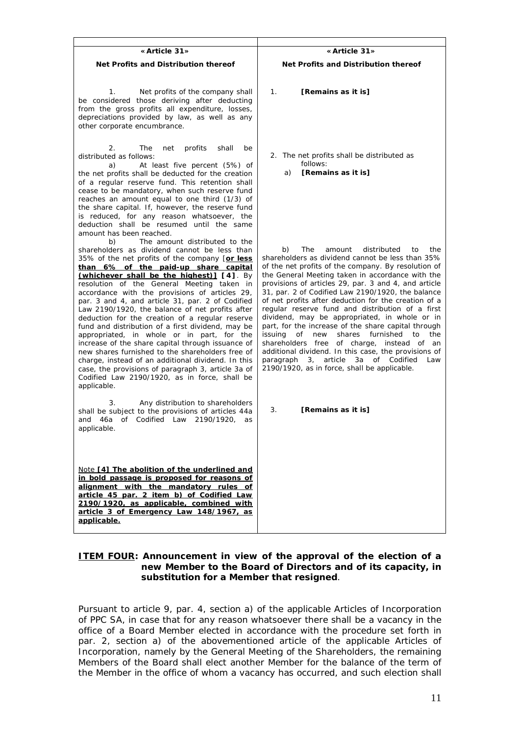| «Article 31» Net Profits and Distribution thereof | «Article 31» Net Profits and Distribution thereof |
|---|---|
| 1. Net profits of the company shall be considered those deriving after deducting from the gross profits all expenditure, losses, depreciations provided by law, as well as any other corporate encumbrance. | 1. **[Remains as it is]** |
| 2. The net profits shall be distributed as follows:<br>a) At least five percent (5%) of the net profits shall be deducted for the creation of a regular reserve fund. This retention shall cease to be mandatory, when such reserve fund reaches an amount equal to one third (1/3) of the share capital. If, however, the reserve fund is reduced, for any reason whatsoever, the deduction shall be resumed until the same amount has been reached. | 2. The net profits shall be distributed as follows:<br>a) **[Remains as it is]** |
| b) The amount distributed to the shareholders as dividend cannot be less than 35% of the net profits of the company [**<u>or less than 6% of the paid-up share capital (whichever shall be the highest)</u>] [4]**. By resolution of the General Meeting taken in accordance with the provisions of articles 29, par. 3 and 4, and article 31, par. 2 of Codified Law 2190/1920, the balance of net profits after deduction for the creation of a regular reserve fund and distribution of a first dividend, may be appropriated, in whole or in part, for the increase of the share capital through issuance of new shares furnished to the shareholders free of charge, instead of an additional dividend. In this case, the provisions of paragraph 3, article 3a of Codified Law 2190/1920, as in force, shall be applicable. | b) The amount distributed to the shareholders as dividend cannot be less than 35% of the net profits of the company. By resolution of the General Meeting taken in accordance with the provisions of articles 29, par. 3 and 4, and article 31, par. 2 of Codified Law 2190/1920, the balance of net profits after deduction for the creation of a regular reserve fund and distribution of a first dividend, may be appropriated, in whole or in part, for the increase of the share capital through issuing of new shares furnished to the shareholders free of charge, instead of an additional dividend. In this case, the provisions of paragraph 3, article 3a of Codified Law 2190/1920, as in force, shall be applicable. |
| 3. Any distribution to shareholders shall be subject to the provisions of articles 44a and 46a of Codified Law 2190/1920, as applicable. | 3. **[Remains as it is]** |
| <u>Note</u> **<u>[4] The abolition of the underlined and in bold passage is proposed for reasons of alignment with the mandatory rules of article 45 par. 2 item b) of Codified Law 2190/1920, as applicable, combined with article 3 of Emergency Law 148/1967, as applicable.</u>** | |

**<u>ITEM FOUR</u>: Announcement in view of the approval of the election of a new Member to the Board of Directors and of its capacity, in substitution for a Member that resigned**.

Pursuant to article 9, par. 4, section a) of the applicable Articles of Incorporation of PPC SA, in case that for any reason whatsoever there shall be a vacancy in the office of a Board Member elected in accordance with the procedure set forth in par. 2, section a) of the abovementioned article of the applicable Articles of Incorporation, namely by the General Meeting of the Shareholders, the remaining Members of the Board shall elect another Member for the balance of the term of the Member in the office of whom a vacancy has occurred, and such election shall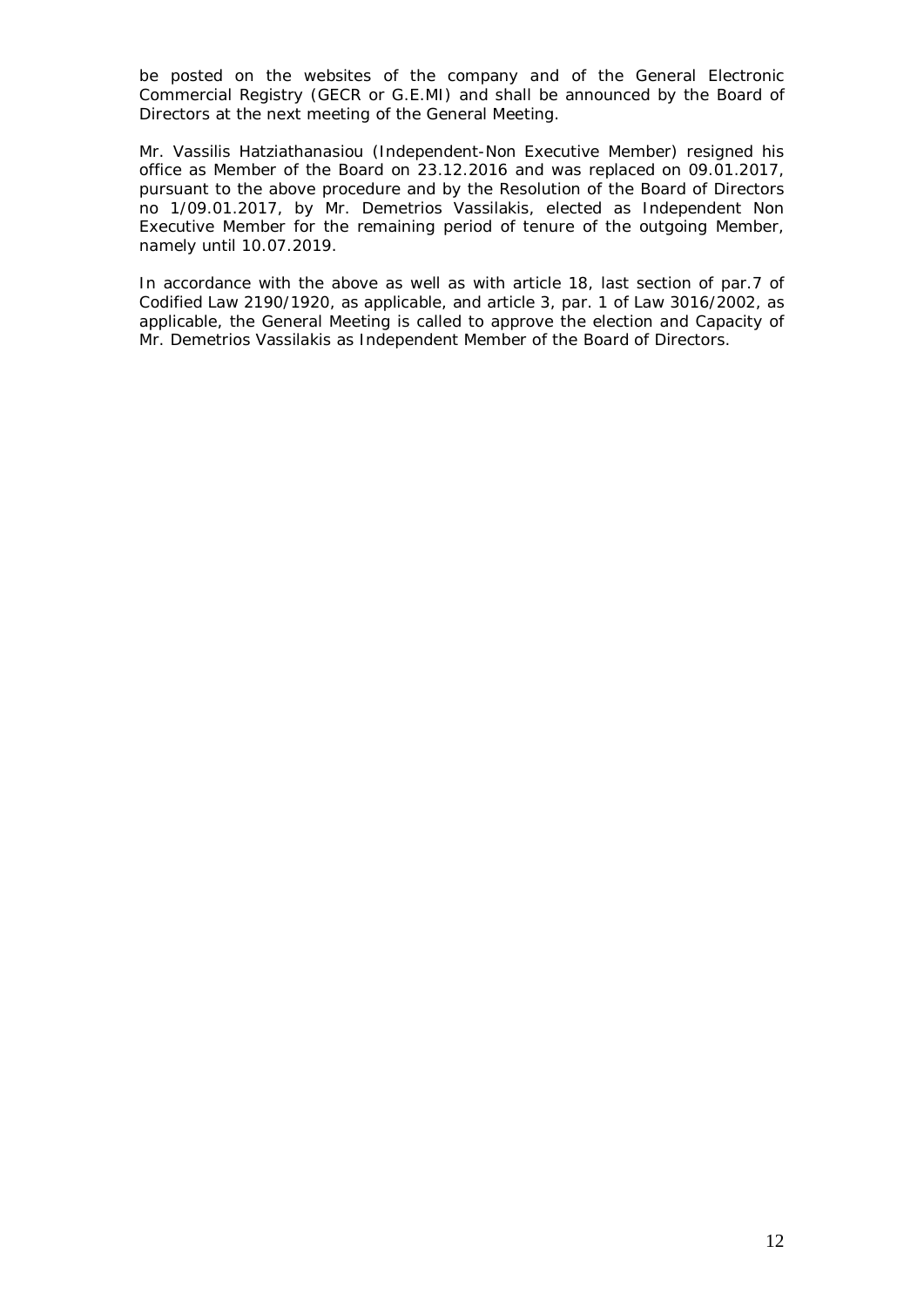be posted on the websites of the company and of the General Electronic Commercial Registry (GECR or G.E.MI) and shall be announced by the Board of Directors at the next meeting of the General Meeting.

Mr. Vassilis Hatziathanasiou (Independent-Non Executive Member) resigned his office as Member of the Board on 23.12.2016 and was replaced on 09.01.2017, pursuant to the above procedure and by the Resolution of the Board of Directors no 1/09.01.2017, by Mr. Demetrios Vassilakis, elected as Independent Non Executive Member for the remaining period of tenure of the outgoing Member, namely until 10.07.2019.

In accordance with the above as well as with article 18, last section of par.7 of Codified Law 2190/1920, as applicable, and article 3, par. 1 of Law 3016/2002, as applicable, the General Meeting is called to approve the election and Capacity of Mr. Demetrios Vassilakis as Independent Member of the Board of Directors.